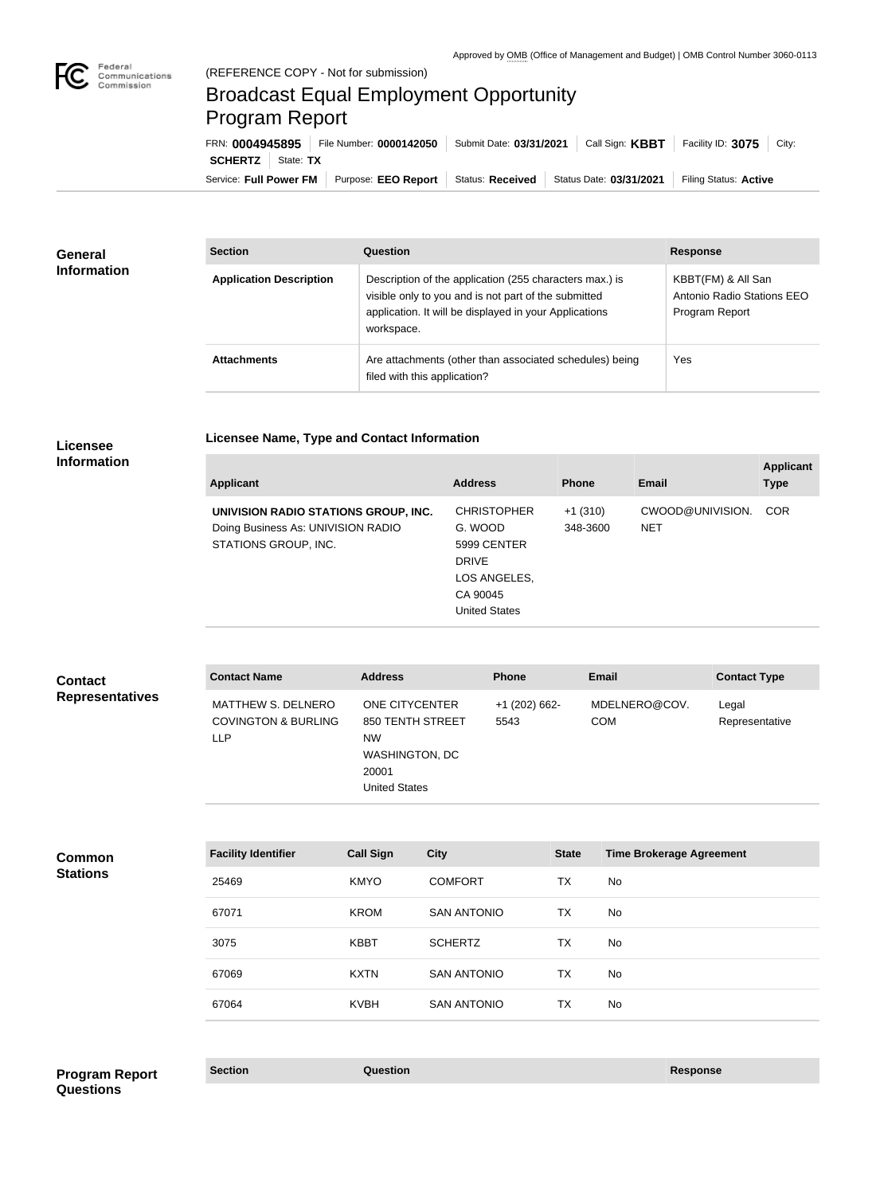Approved by OMB (Office of Management and Budget) | OMB Control Number 3060-0113

(REFERENCE COPY - Not for submission)

# Broadcast Equal Employment Opportunity Program Report

FRN: **0004945895** | File Number: **0000142050** | Submit Date: **03/31/2021** | Call Sign: **KBBT** | Facility ID: **3075** | City: **SCHERTZ** | State: **TX**

Service: **Full Power FM** | Purpose: **EEO Report** | Status: **Received** | Status Date: **03/31/2021** | Filing Status: **Active**

## General Information

| Section | Question | Response |
| --- | --- | --- |
| **Application Description** | Description of the application (255 characters max.) is visible only to you and is not part of the submitted application. It will be displayed in your Applications workspace. | KBBT(FM) & All San Antonio Radio Stations EEO Program Report |
| **Attachments** | Are attachments (other than associated schedules) being filed with this application? | Yes |

## Licensee Information

### Licensee Name, Type and Contact Information

| Applicant | Address | Phone | Email | Applicant Type |
| --- | --- | --- | --- | --- |
| **UNIVISION RADIO STATIONS GROUP, INC.** Doing Business As: UNIVISION RADIO STATIONS GROUP, INC. | CHRISTOPHER G. WOOD 5999 CENTER DRIVE LOS ANGELES, CA 90045 United States | +1 (310) 348-3600 | CWOOD@UNIVISION.NET | COR |

## Contact Representatives

| Contact Name | Address | Phone | Email | Contact Type |
| --- | --- | --- | --- | --- |
| MATTHEW S. DELNERO COVINGTON & BURLING LLP | ONE CITYCENTER 850 TENTH STREET NW WASHINGTON, DC 20001 United States | +1 (202) 662-5543 | MDELNERO@COV.COM | Legal Representative |

## Common Stations

| Facility Identifier | Call Sign | City | State | Time Brokerage Agreement |
| --- | --- | --- | --- | --- |
| 25469 | KMYO | COMFORT | TX | No |
| 67071 | KROM | SAN ANTONIO | TX | No |
| 3075 | KBBT | SCHERTZ | TX | No |
| 67069 | KXTN | SAN ANTONIO | TX | No |
| 67064 | KVBH | SAN ANTONIO | TX | No |

## Program Report Questions

| Section | Question | Response |
| --- | --- | --- |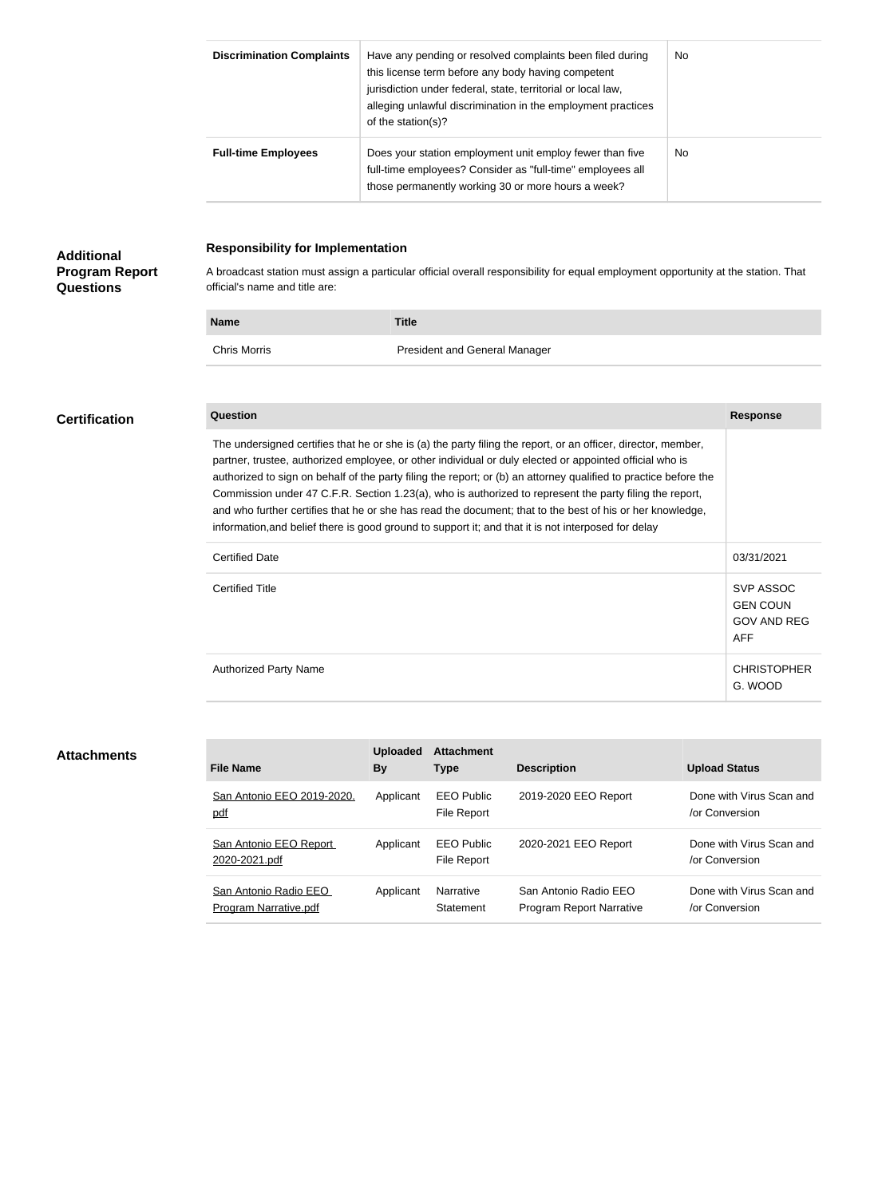| | | |
|---|---|---|
| **Discrimination Complaints** | Have any pending or resolved complaints been filed during this license term before any body having competent jurisdiction under federal, state, territorial or local law, alleging unlawful discrimination in the employment practices of the station(s)? | No |
| **Full-time Employees** | Does your station employment unit employ fewer than five full-time employees? Consider as "full-time" employees all those permanently working 30 or more hours a week? | No |

## Additional Program Report Questions

**Responsibility for Implementation**

A broadcast station must assign a particular official overall responsibility for equal employment opportunity at the station. That official's name and title are:

| Name | Title |
|---|---|
| Chris Morris | President and General Manager |

## Certification

| Question | Response |
|---|---|
| The undersigned certifies that he or she is (a) the party filing the report, or an officer, director, member, partner, trustee, authorized employee, or other individual or duly elected or appointed official who is authorized to sign on behalf of the party filing the report; or (b) an attorney qualified to practice before the Commission under 47 C.F.R. Section 1.23(a), who is authorized to represent the party filing the report, and who further certifies that he or she has read the document; that to the best of his or her knowledge, information,and belief there is good ground to support it; and that it is not interposed for delay | |
| Certified Date | 03/31/2021 |
| Certified Title | SVP ASSOC GEN COUN GOV AND REG AFF |
| Authorized Party Name | CHRISTOPHER G. WOOD |

## Attachments

| File Name | Uploaded By | Attachment Type | Description | Upload Status |
|---|---|---|---|---|
| San Antonio EEO 2019-2020.pdf | Applicant | EEO Public File Report | 2019-2020 EEO Report | Done with Virus Scan and /or Conversion |
| San Antonio EEO Report 2020-2021.pdf | Applicant | EEO Public File Report | 2020-2021 EEO Report | Done with Virus Scan and /or Conversion |
| San Antonio Radio EEO Program Narrative.pdf | Applicant | Narrative Statement | San Antonio Radio EEO Program Report Narrative | Done with Virus Scan and /or Conversion |